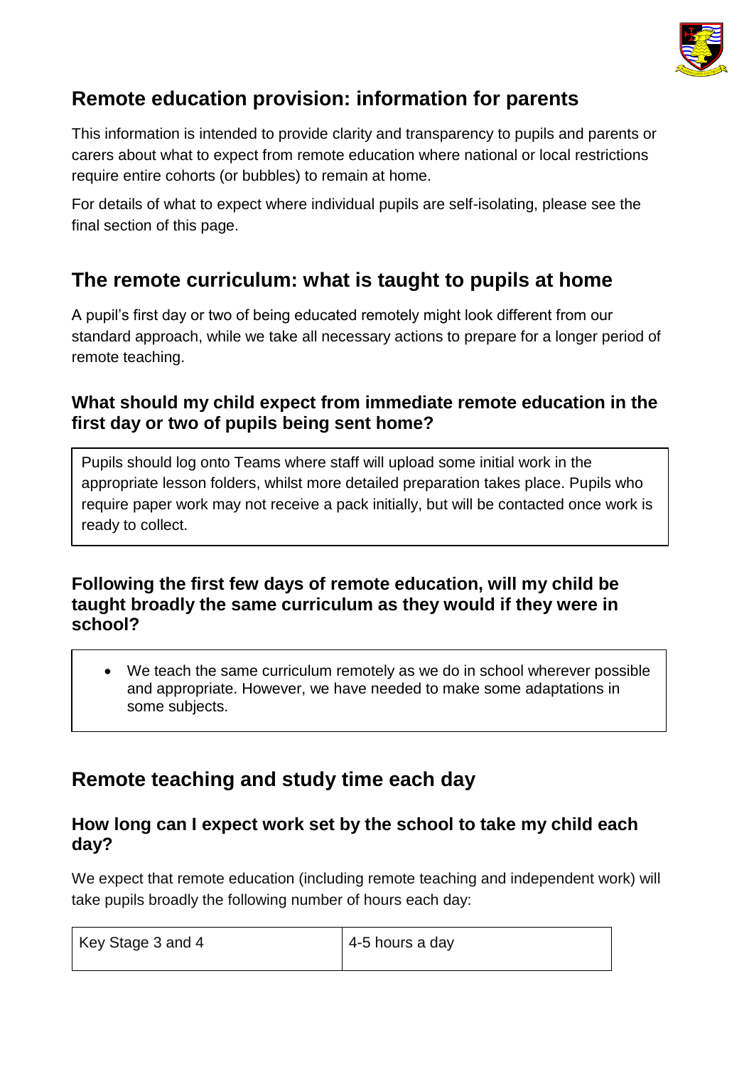## Remote education provision: information for parents

This information is intended to provide clarity and transparency to pupils and parents or carers about what to expect from remote education where national or local restrictions require entire cohorts (or bubbles) to remain at home.

For details of what to expect where individual pupils are self-isolating, please see the final section of this page.

## The remote curriculum: what is taught to pupils at home

A pupil's first day or two of being educated remotely might look different from our standard approach, while we take all necessary actions to prepare for a longer period of remote teaching.

### What should my child expect from immediate remote education in the first day or two of pupils being sent home?

Pupils should log onto Teams where staff will upload some initial work in the appropriate lesson folders, whilst more detailed preparation takes place. Pupils who require paper work may not receive a pack initially, but will be contacted once work is ready to collect.

### Following the first few days of remote education, will my child be taught broadly the same curriculum as they would if they were in school?

- We teach the same curriculum remotely as we do in school wherever possible and appropriate. However, we have needed to make some adaptations in some subjects.

## Remote teaching and study time each day

### How long can I expect work set by the school to take my child each day?

We expect that remote education (including remote teaching and independent work) will take pupils broadly the following number of hours each day:

| Key Stage 3 and 4 | 4-5 hours a day |
|---|---|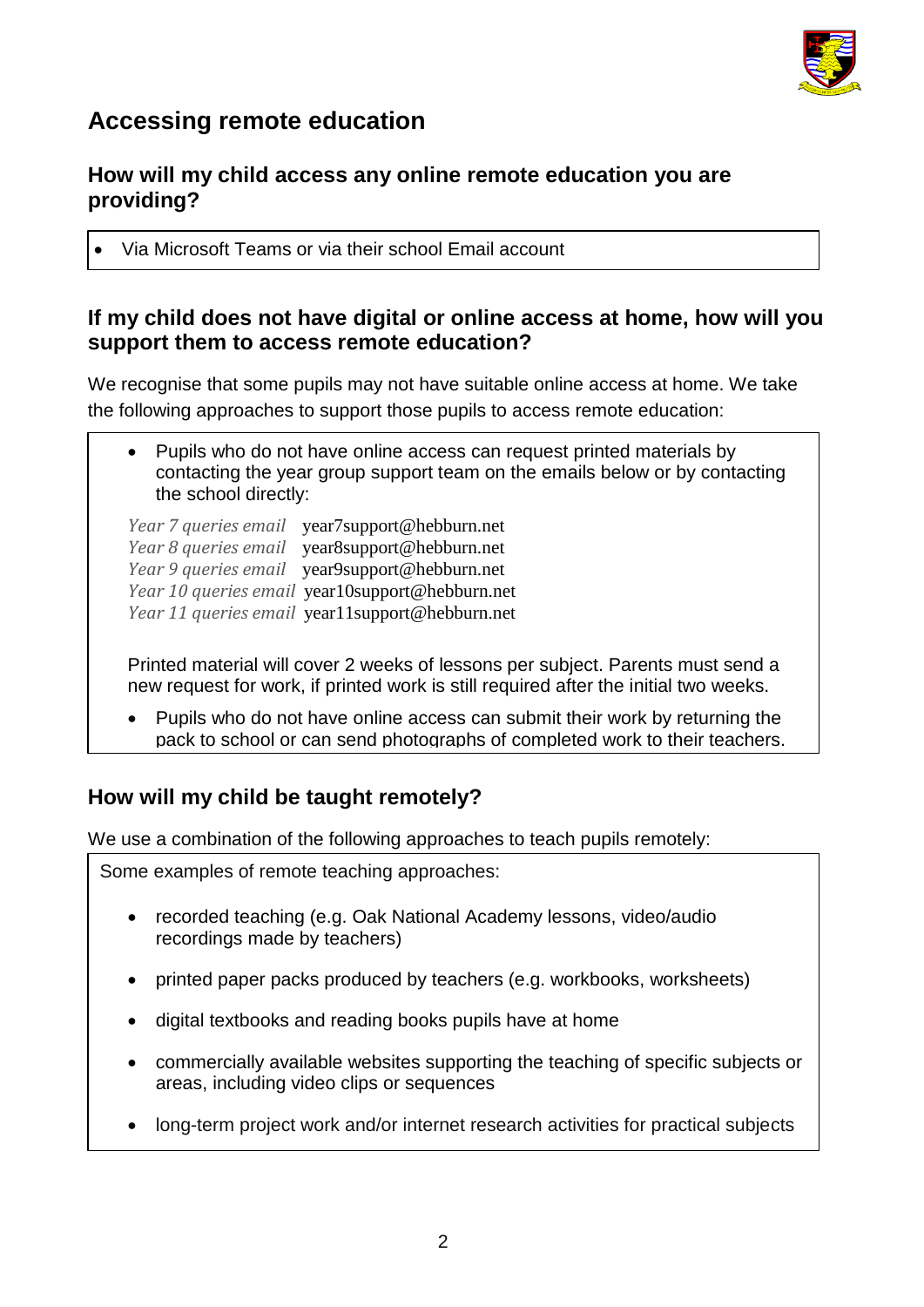## Accessing remote education

### How will my child access any online remote education you are providing?

- Via Microsoft Teams or via their school Email account

### If my child does not have digital or online access at home, how will you support them to access remote education?

We recognise that some pupils may not have suitable online access at home. We take the following approaches to support those pupils to access remote education:

- Pupils who do not have online access can request printed materials by contacting the year group support team on the emails below or by contacting the school directly:

*Year 7 queries email* year7support@hebburn.net
*Year 8 queries email* year8support@hebburn.net
*Year 9 queries email* year9support@hebburn.net
*Year 10 queries email* year10support@hebburn.net
*Year 11 queries email* year11support@hebburn.net

Printed material will cover 2 weeks of lessons per subject. Parents must send a new request for work, if printed work is still required after the initial two weeks.

- Pupils who do not have online access can submit their work by returning the pack to school or can send photographs of completed work to their teachers.

### How will my child be taught remotely?

We use a combination of the following approaches to teach pupils remotely:

Some examples of remote teaching approaches:

- recorded teaching (e.g. Oak National Academy lessons, video/audio recordings made by teachers)
- printed paper packs produced by teachers (e.g. workbooks, worksheets)
- digital textbooks and reading books pupils have at home
- commercially available websites supporting the teaching of specific subjects or areas, including video clips or sequences
- long-term project work and/or internet research activities for practical subjects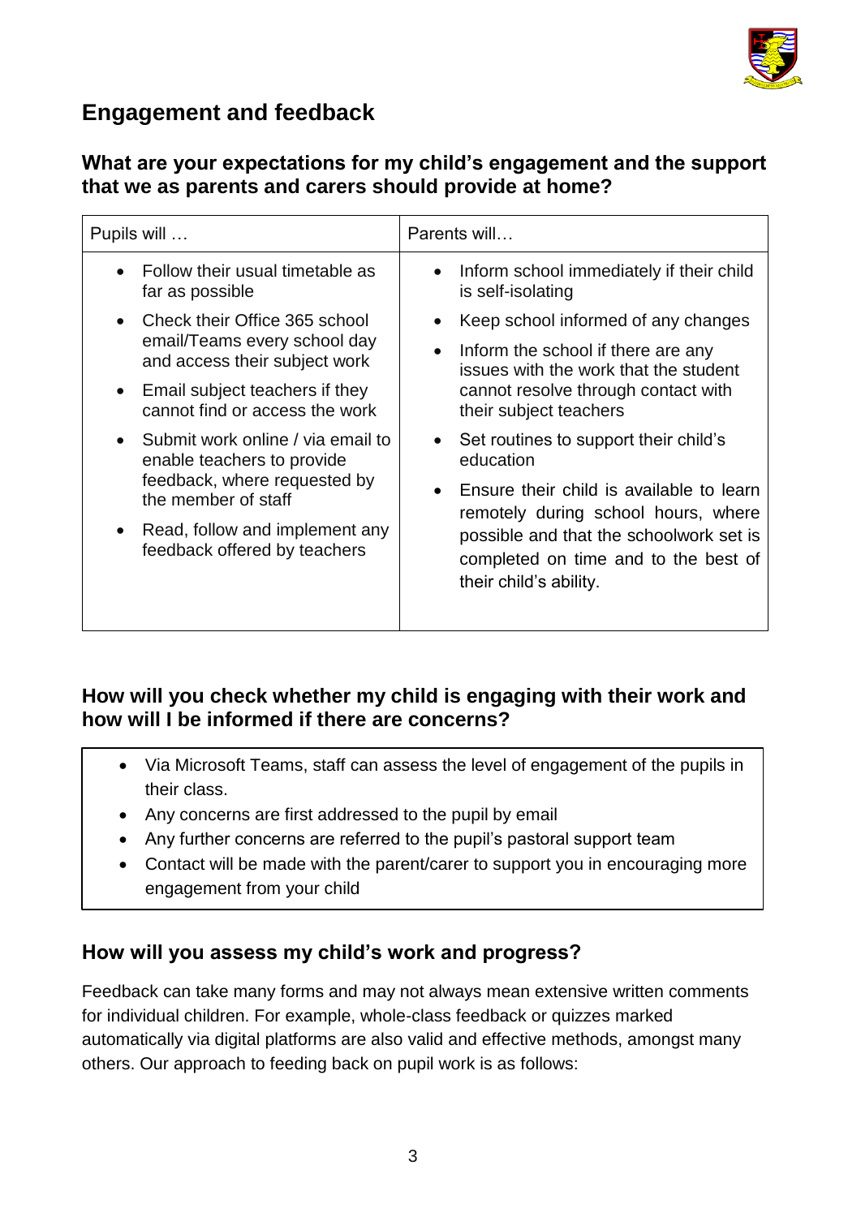## Engagement and feedback

### What are your expectations for my child's engagement and the support that we as parents and carers should provide at home?

| Pupils will … | Parents will… |
|---|---|
| • Follow their usual timetable as far as possible<br>• Check their Office 365 school email/Teams every school day and access their subject work<br>• Email subject teachers if they cannot find or access the work<br>• Submit work online / via email to enable teachers to provide feedback, where requested by the member of staff<br>• Read, follow and implement any feedback offered by teachers | • Inform school immediately if their child is self-isolating<br>• Keep school informed of any changes<br>• Inform the school if there are any issues with the work that the student cannot resolve through contact with their subject teachers<br>• Set routines to support their child's education<br>• Ensure their child is available to learn remotely during school hours, where possible and that the schoolwork set is completed on time and to the best of their child's ability. |

### How will you check whether my child is engaging with their work and how will I be informed if there are concerns?

- Via Microsoft Teams, staff can assess the level of engagement of the pupils in their class.
- Any concerns are first addressed to the pupil by email
- Any further concerns are referred to the pupil's pastoral support team
- Contact will be made with the parent/carer to support you in encouraging more engagement from your child

### How will you assess my child's work and progress?

Feedback can take many forms and may not always mean extensive written comments for individual children. For example, whole-class feedback or quizzes marked automatically via digital platforms are also valid and effective methods, amongst many others. Our approach to feeding back on pupil work is as follows: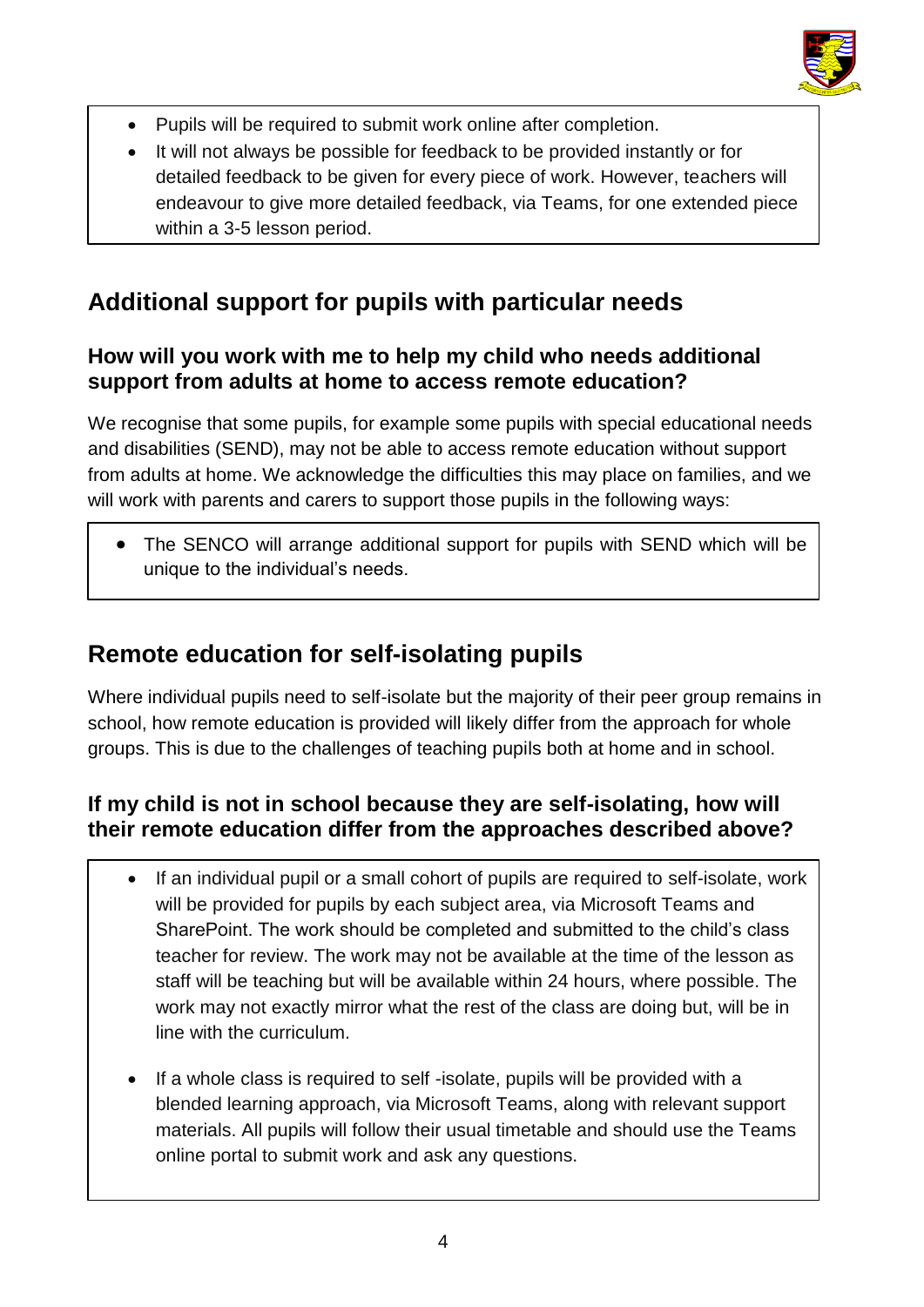- Pupils will be required to submit work online after completion.
- It will not always be possible for feedback to be provided instantly or for detailed feedback to be given for every piece of work. However, teachers will endeavour to give more detailed feedback, via Teams, for one extended piece within a 3-5 lesson period.

## Additional support for pupils with particular needs

### How will you work with me to help my child who needs additional support from adults at home to access remote education?

We recognise that some pupils, for example some pupils with special educational needs and disabilities (SEND), may not be able to access remote education without support from adults at home. We acknowledge the difficulties this may place on families, and we will work with parents and carers to support those pupils in the following ways:

- The SENCO will arrange additional support for pupils with SEND which will be unique to the individual's needs.

## Remote education for self-isolating pupils

Where individual pupils need to self-isolate but the majority of their peer group remains in school, how remote education is provided will likely differ from the approach for whole groups. This is due to the challenges of teaching pupils both at home and in school.

### If my child is not in school because they are self-isolating, how will their remote education differ from the approaches described above?

- If an individual pupil or a small cohort of pupils are required to self-isolate, work will be provided for pupils by each subject area, via Microsoft Teams and SharePoint. The work should be completed and submitted to the child's class teacher for review. The work may not be available at the time of the lesson as staff will be teaching but will be available within 24 hours, where possible. The work may not exactly mirror what the rest of the class are doing but, will be in line with the curriculum.
- If a whole class is required to self -isolate, pupils will be provided with a blended learning approach, via Microsoft Teams, along with relevant support materials. All pupils will follow their usual timetable and should use the Teams online portal to submit work and ask any questions.